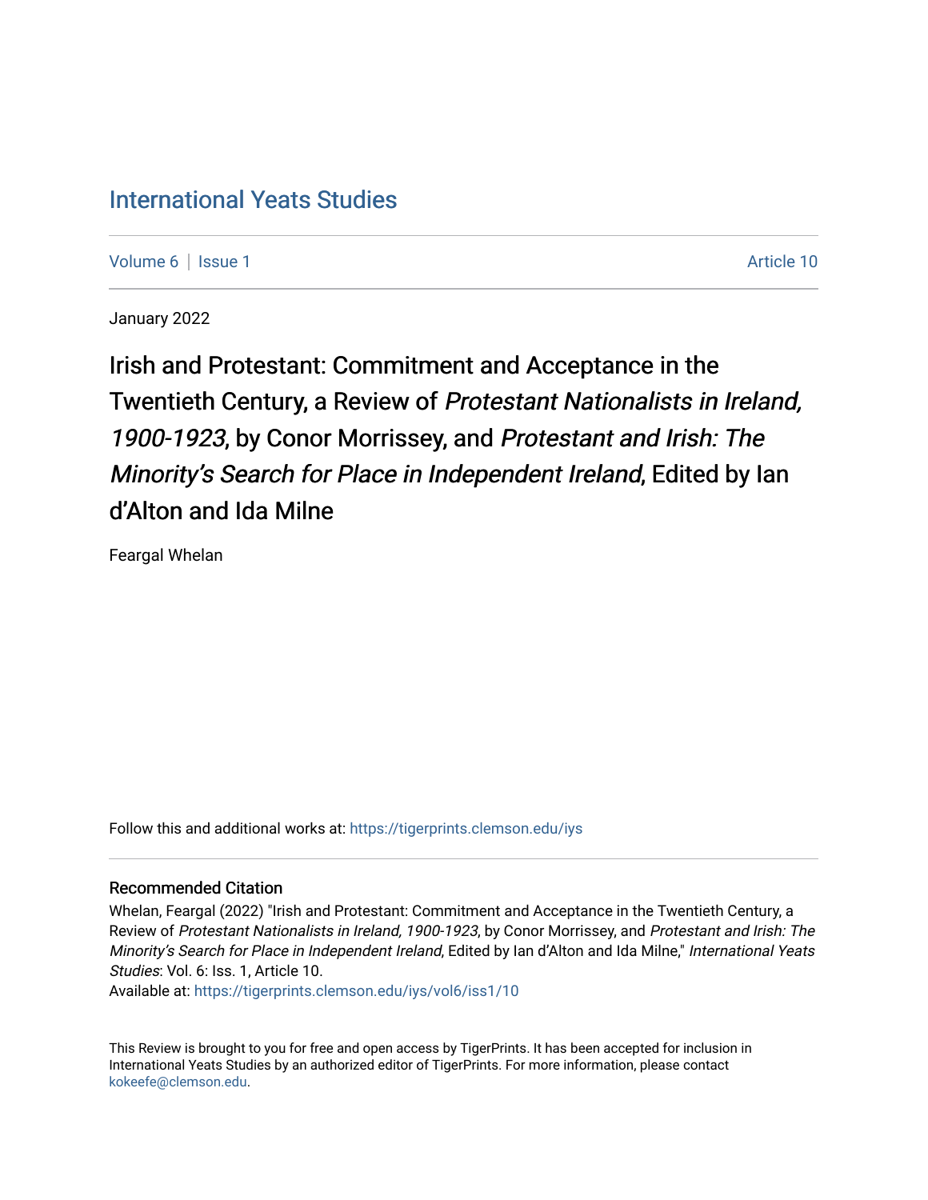# International Yeats Studies

Volume 6 | Issue 1 Article 10

January 2022

## Irish and Protestant: Commitment and Acceptance in the Twentieth Century, a Review of *Protestant Nationalists in Ireland, 1900-1923*, by Conor Morrissey, and *Protestant and Irish: The Minority's Search for Place in Independent Ireland*, Edited by Ian d'Alton and Ida Milne

Feargal Whelan

Follow this and additional works at: https://tigerprints.clemson.edu/iys

### Recommended Citation

Whelan, Feargal (2022) "Irish and Protestant: Commitment and Acceptance in the Twentieth Century, a Review of *Protestant Nationalists in Ireland, 1900-1923*, by Conor Morrissey, and *Protestant and Irish: The Minority's Search for Place in Independent Ireland*, Edited by Ian d'Alton and Ida Milne," *International Yeats Studies*: Vol. 6: Iss. 1, Article 10.
Available at: https://tigerprints.clemson.edu/iys/vol6/iss1/10

This Review is brought to you for free and open access by TigerPrints. It has been accepted for inclusion in International Yeats Studies by an authorized editor of TigerPrints. For more information, please contact kokeefe@clemson.edu.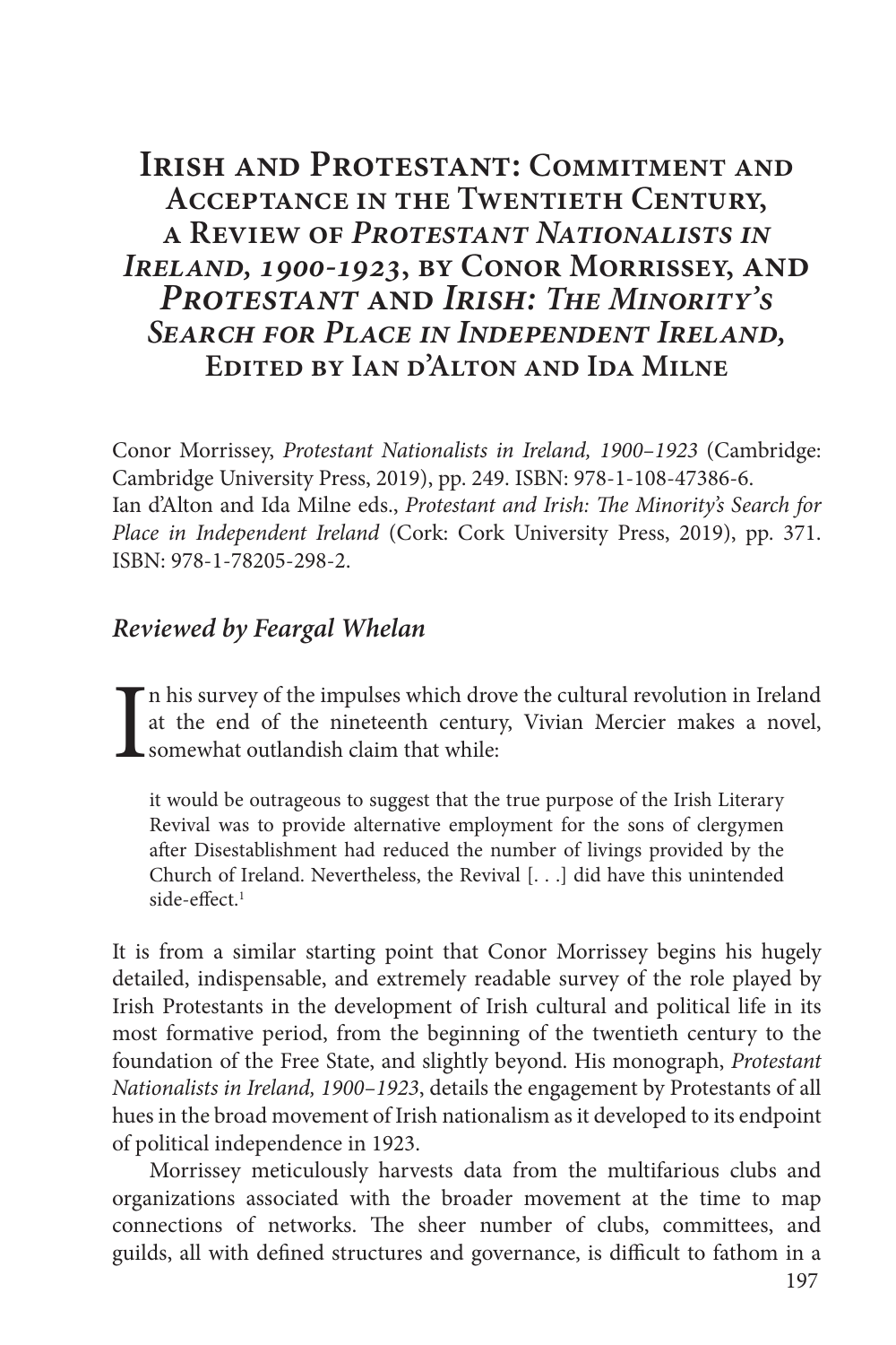# Irish and Protestant: Commitment and Acceptance in the Twentieth Century, a Review of *Protestant Nationalists in Ireland, 1900-1923*, by Conor Morrissey, and *Protestant* and *Irish: The Minority's Search for Place in Independent Ireland*, Edited by Ian d'Alton and Ida Milne

Conor Morrissey, *Protestant Nationalists in Ireland, 1900–1923* (Cambridge: Cambridge University Press, 2019), pp. 249. ISBN: 978-1-108-47386-6.
Ian d'Alton and Ida Milne eds., *Protestant and Irish: The Minority's Search for Place in Independent Ireland* (Cork: Cork University Press, 2019), pp. 371. ISBN: 978-1-78205-298-2.

## *Reviewed by Feargal Whelan*

In his survey of the impulses which drove the cultural revolution in Ireland at the end of the nineteenth century, Vivian Mercier makes a novel, somewhat outlandish claim that while:

> it would be outrageous to suggest that the true purpose of the Irish Literary Revival was to provide alternative employment for the sons of clergymen after Disestablishment had reduced the number of livings provided by the Church of Ireland. Nevertheless, the Revival [. . .] did have this unintended side-effect.[1]

It is from a similar starting point that Conor Morrissey begins his hugely detailed, indispensable, and extremely readable survey of the role played by Irish Protestants in the development of Irish cultural and political life in its most formative period, from the beginning of the twentieth century to the foundation of the Free State, and slightly beyond. His monograph, *Protestant Nationalists in Ireland, 1900–1923*, details the engagement by Protestants of all hues in the broad movement of Irish nationalism as it developed to its endpoint of political independence in 1923.

Morrissey meticulously harvests data from the multifarious clubs and organizations associated with the broader movement at the time to map connections of networks. The sheer number of clubs, committees, and guilds, all with defined structures and governance, is difficult to fathom in a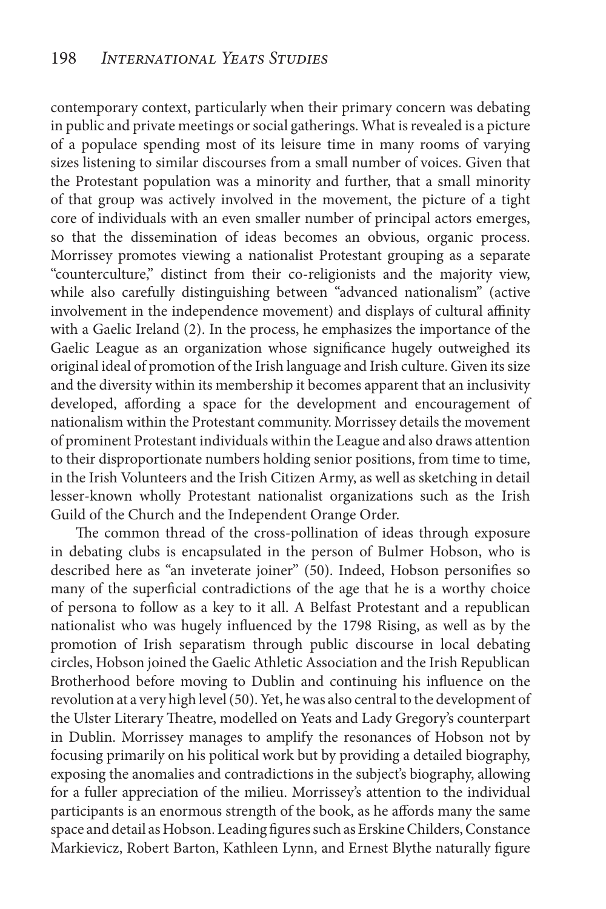contemporary context, particularly when their primary concern was debating in public and private meetings or social gatherings. What is revealed is a picture of a populace spending most of its leisure time in many rooms of varying sizes listening to similar discourses from a small number of voices. Given that the Protestant population was a minority and further, that a small minority of that group was actively involved in the movement, the picture of a tight core of individuals with an even smaller number of principal actors emerges, so that the dissemination of ideas becomes an obvious, organic process. Morrissey promotes viewing a nationalist Protestant grouping as a separate "counterculture," distinct from their co-religionists and the majority view, while also carefully distinguishing between "advanced nationalism" (active involvement in the independence movement) and displays of cultural affinity with a Gaelic Ireland (2). In the process, he emphasizes the importance of the Gaelic League as an organization whose significance hugely outweighed its original ideal of promotion of the Irish language and Irish culture. Given its size and the diversity within its membership it becomes apparent that an inclusivity developed, affording a space for the development and encouragement of nationalism within the Protestant community. Morrissey details the movement of prominent Protestant individuals within the League and also draws attention to their disproportionate numbers holding senior positions, from time to time, in the Irish Volunteers and the Irish Citizen Army, as well as sketching in detail lesser-known wholly Protestant nationalist organizations such as the Irish Guild of the Church and the Independent Orange Order.

The common thread of the cross-pollination of ideas through exposure in debating clubs is encapsulated in the person of Bulmer Hobson, who is described here as "an inveterate joiner" (50). Indeed, Hobson personifies so many of the superficial contradictions of the age that he is a worthy choice of persona to follow as a key to it all. A Belfast Protestant and a republican nationalist who was hugely influenced by the 1798 Rising, as well as by the promotion of Irish separatism through public discourse in local debating circles, Hobson joined the Gaelic Athletic Association and the Irish Republican Brotherhood before moving to Dublin and continuing his influence on the revolution at a very high level (50). Yet, he was also central to the development of the Ulster Literary Theatre, modelled on Yeats and Lady Gregory's counterpart in Dublin. Morrissey manages to amplify the resonances of Hobson not by focusing primarily on his political work but by providing a detailed biography, exposing the anomalies and contradictions in the subject's biography, allowing for a fuller appreciation of the milieu. Morrissey's attention to the individual participants is an enormous strength of the book, as he affords many the same space and detail as Hobson. Leading figures such as Erskine Childers, Constance Markievicz, Robert Barton, Kathleen Lynn, and Ernest Blythe naturally figure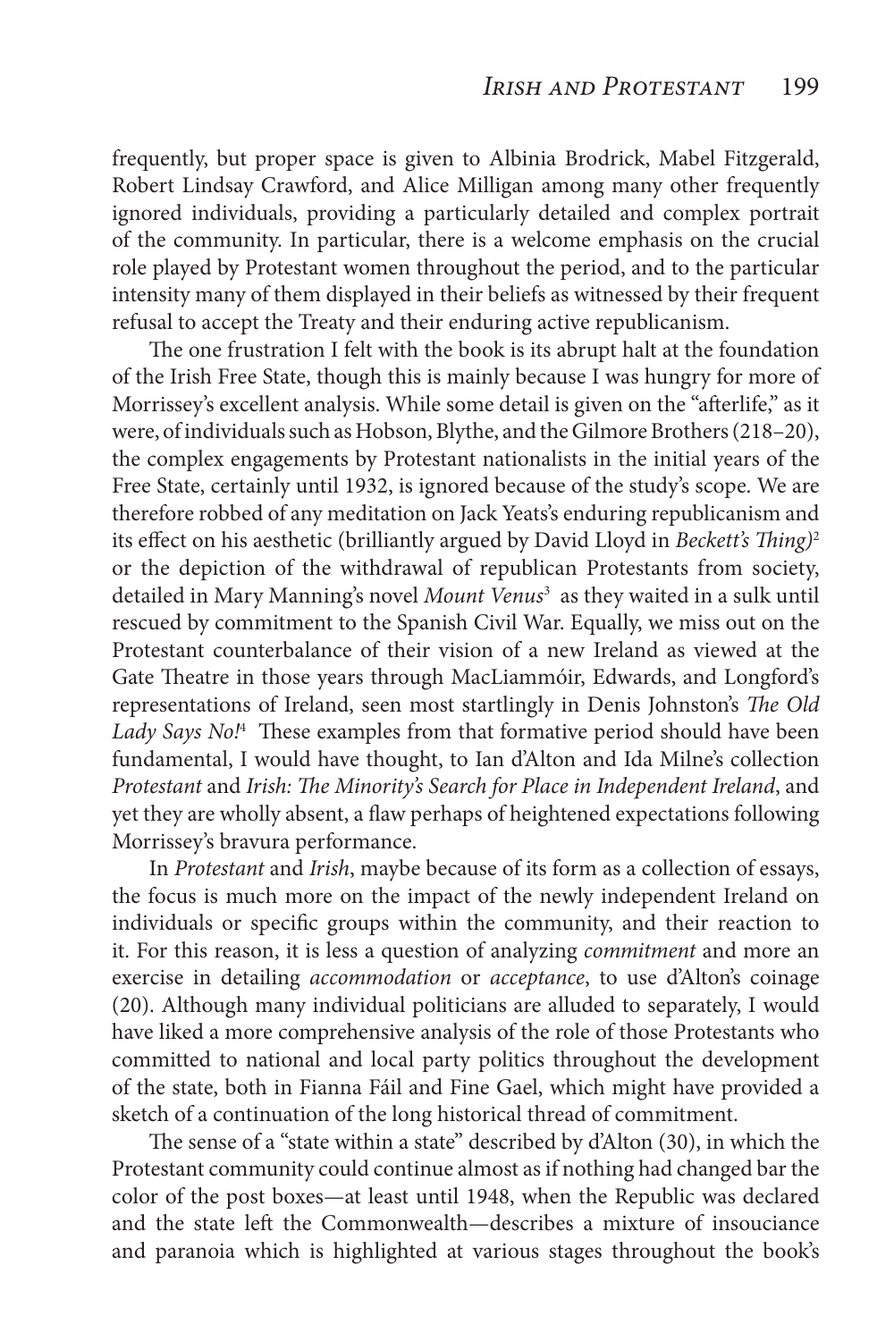frequently, but proper space is given to Albinia Brodrick, Mabel Fitzgerald, Robert Lindsay Crawford, and Alice Milligan among many other frequently ignored individuals, providing a particularly detailed and complex portrait of the community. In particular, there is a welcome emphasis on the crucial role played by Protestant women throughout the period, and to the particular intensity many of them displayed in their beliefs as witnessed by their frequent refusal to accept the Treaty and their enduring active republicanism.

The one frustration I felt with the book is its abrupt halt at the foundation of the Irish Free State, though this is mainly because I was hungry for more of Morrissey's excellent analysis. While some detail is given on the "afterlife," as it were, of individuals such as Hobson, Blythe, and the Gilmore Brothers (218–20), the complex engagements by Protestant nationalists in the initial years of the Free State, certainly until 1932, is ignored because of the study's scope. We are therefore robbed of any meditation on Jack Yeats's enduring republicanism and its effect on his aesthetic (brilliantly argued by David Lloyd in *Beckett's Thing)*[2] or the depiction of the withdrawal of republican Protestants from society, detailed in Mary Manning's novel *Mount Venus*[3] as they waited in a sulk until rescued by commitment to the Spanish Civil War. Equally, we miss out on the Protestant counterbalance of their vision of a new Ireland as viewed at the Gate Theatre in those years through MacLiammóir, Edwards, and Longford's representations of Ireland, seen most startlingly in Denis Johnston's *The Old Lady Says No!*[4] These examples from that formative period should have been fundamental, I would have thought, to Ian d'Alton and Ida Milne's collection *Protestant* and *Irish: The Minority's Search for Place in Independent Ireland*, and yet they are wholly absent, a flaw perhaps of heightened expectations following Morrissey's bravura performance.

In *Protestant* and *Irish*, maybe because of its form as a collection of essays, the focus is much more on the impact of the newly independent Ireland on individuals or specific groups within the community, and their reaction to it. For this reason, it is less a question of analyzing *commitment* and more an exercise in detailing *accommodation* or *acceptance*, to use d'Alton's coinage (20). Although many individual politicians are alluded to separately, I would have liked a more comprehensive analysis of the role of those Protestants who committed to national and local party politics throughout the development of the state, both in Fianna Fáil and Fine Gael, which might have provided a sketch of a continuation of the long historical thread of commitment.

The sense of a "state within a state" described by d'Alton (30), in which the Protestant community could continue almost as if nothing had changed bar the color of the post boxes—at least until 1948, when the Republic was declared and the state left the Commonwealth—describes a mixture of insouciance and paranoia which is highlighted at various stages throughout the book's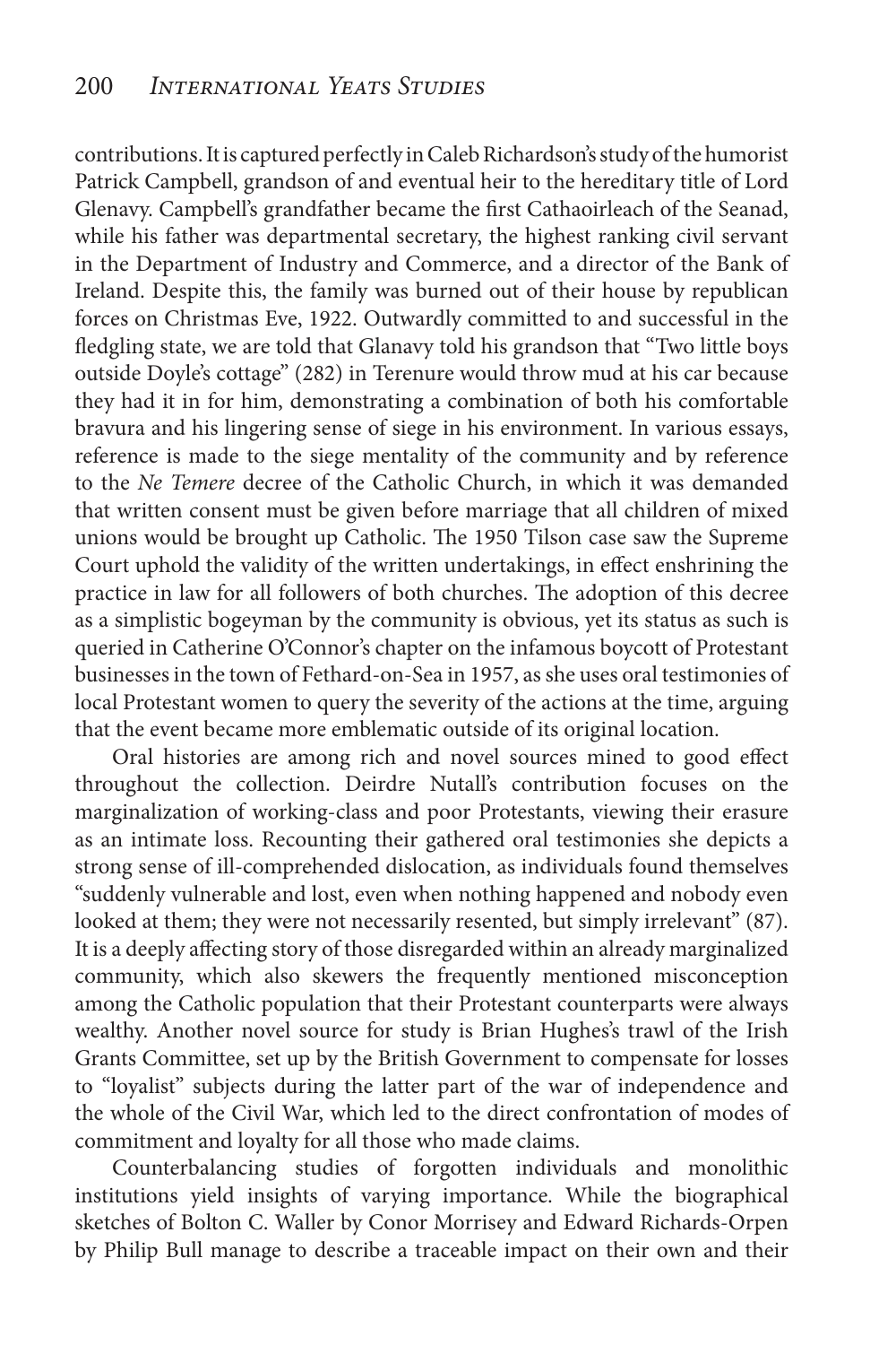contributions. It is captured perfectly in Caleb Richardson's study of the humorist Patrick Campbell, grandson of and eventual heir to the hereditary title of Lord Glenavy. Campbell's grandfather became the first Cathaoirleach of the Seanad, while his father was departmental secretary, the highest ranking civil servant in the Department of Industry and Commerce, and a director of the Bank of Ireland. Despite this, the family was burned out of their house by republican forces on Christmas Eve, 1922. Outwardly committed to and successful in the fledgling state, we are told that Glanavy told his grandson that "Two little boys outside Doyle's cottage" (282) in Terenure would throw mud at his car because they had it in for him, demonstrating a combination of both his comfortable bravura and his lingering sense of siege in his environment. In various essays, reference is made to the siege mentality of the community and by reference to the *Ne Temere* decree of the Catholic Church, in which it was demanded that written consent must be given before marriage that all children of mixed unions would be brought up Catholic. The 1950 Tilson case saw the Supreme Court uphold the validity of the written undertakings, in effect enshrining the practice in law for all followers of both churches. The adoption of this decree as a simplistic bogeyman by the community is obvious, yet its status as such is queried in Catherine O'Connor's chapter on the infamous boycott of Protestant businesses in the town of Fethard-on-Sea in 1957, as she uses oral testimonies of local Protestant women to query the severity of the actions at the time, arguing that the event became more emblematic outside of its original location.

Oral histories are among rich and novel sources mined to good effect throughout the collection. Deirdre Nutall's contribution focuses on the marginalization of working-class and poor Protestants, viewing their erasure as an intimate loss. Recounting their gathered oral testimonies she depicts a strong sense of ill-comprehended dislocation, as individuals found themselves "suddenly vulnerable and lost, even when nothing happened and nobody even looked at them; they were not necessarily resented, but simply irrelevant" (87). It is a deeply affecting story of those disregarded within an already marginalized community, which also skewers the frequently mentioned misconception among the Catholic population that their Protestant counterparts were always wealthy. Another novel source for study is Brian Hughes's trawl of the Irish Grants Committee, set up by the British Government to compensate for losses to "loyalist" subjects during the latter part of the war of independence and the whole of the Civil War, which led to the direct confrontation of modes of commitment and loyalty for all those who made claims.

Counterbalancing studies of forgotten individuals and monolithic institutions yield insights of varying importance. While the biographical sketches of Bolton C. Waller by Conor Morrisey and Edward Richards-Orpen by Philip Bull manage to describe a traceable impact on their own and their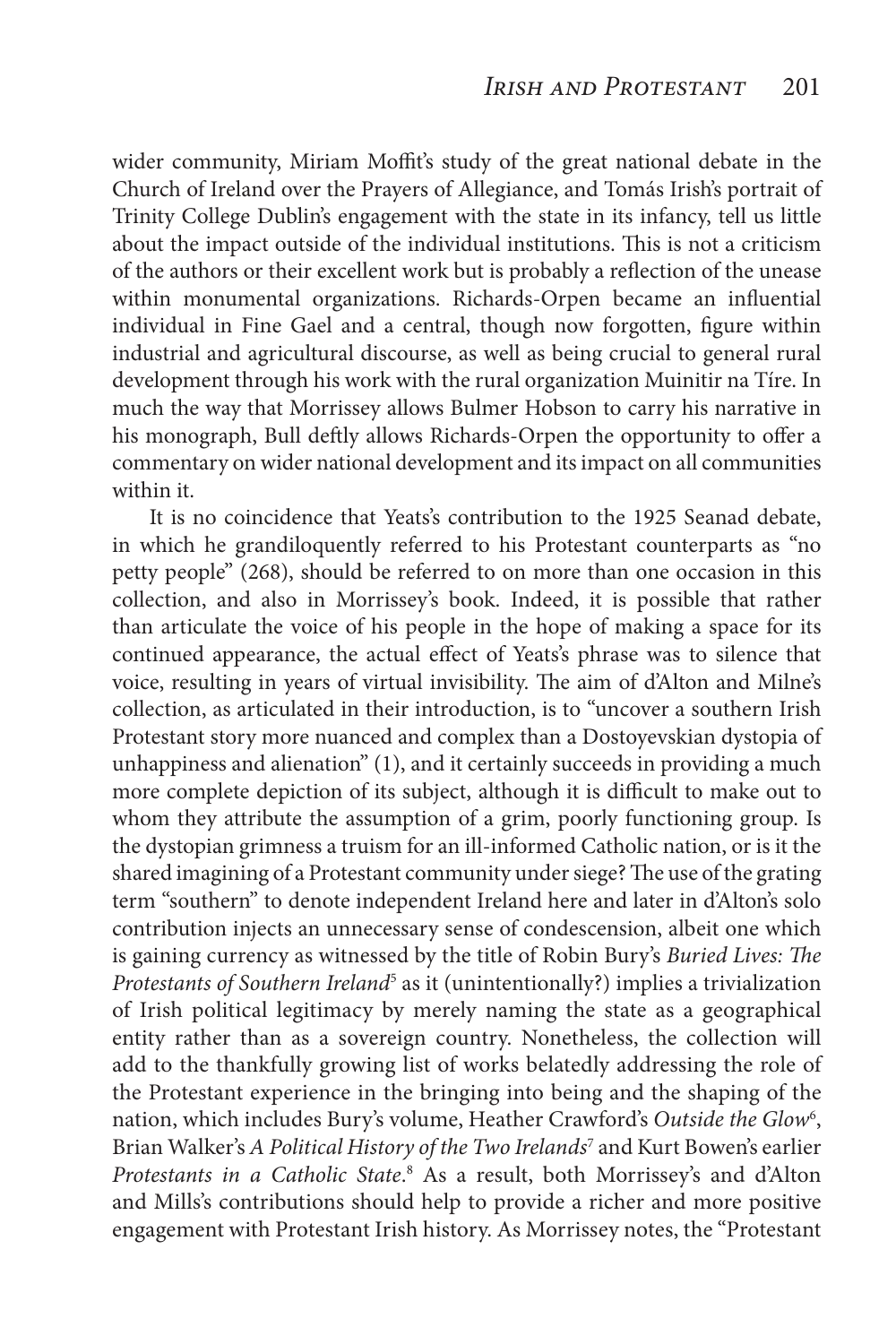wider community, Miriam Moffit's study of the great national debate in the Church of Ireland over the Prayers of Allegiance, and Tomás Irish's portrait of Trinity College Dublin's engagement with the state in its infancy, tell us little about the impact outside of the individual institutions. This is not a criticism of the authors or their excellent work but is probably a reflection of the unease within monumental organizations. Richards-Orpen became an influential individual in Fine Gael and a central, though now forgotten, figure within industrial and agricultural discourse, as well as being crucial to general rural development through his work with the rural organization Muinitir na Tíre. In much the way that Morrissey allows Bulmer Hobson to carry his narrative in his monograph, Bull deftly allows Richards-Orpen the opportunity to offer a commentary on wider national development and its impact on all communities within it.

It is no coincidence that Yeats's contribution to the 1925 Seanad debate, in which he grandiloquently referred to his Protestant counterparts as "no petty people" (268), should be referred to on more than one occasion in this collection, and also in Morrissey's book. Indeed, it is possible that rather than articulate the voice of his people in the hope of making a space for its continued appearance, the actual effect of Yeats's phrase was to silence that voice, resulting in years of virtual invisibility. The aim of d'Alton and Milne's collection, as articulated in their introduction, is to "uncover a southern Irish Protestant story more nuanced and complex than a Dostoyevskian dystopia of unhappiness and alienation" (1), and it certainly succeeds in providing a much more complete depiction of its subject, although it is difficult to make out to whom they attribute the assumption of a grim, poorly functioning group. Is the dystopian grimness a truism for an ill-informed Catholic nation, or is it the shared imagining of a Protestant community under siege? The use of the grating term "southern" to denote independent Ireland here and later in d'Alton's solo contribution injects an unnecessary sense of condescension, albeit one which is gaining currency as witnessed by the title of Robin Bury's *Buried Lives: The Protestants of Southern Ireland*[5] as it (unintentionally?) implies a trivialization of Irish political legitimacy by merely naming the state as a geographical entity rather than as a sovereign country. Nonetheless, the collection will add to the thankfully growing list of works belatedly addressing the role of the Protestant experience in the bringing into being and the shaping of the nation, which includes Bury's volume, Heather Crawford's *Outside the Glow*[6], Brian Walker's *A Political History of the Two Irelands*[7] and Kurt Bowen's earlier *Protestants in a Catholic State*.[8] As a result, both Morrissey's and d'Alton and Mills's contributions should help to provide a richer and more positive engagement with Protestant Irish history. As Morrissey notes, the "Protestant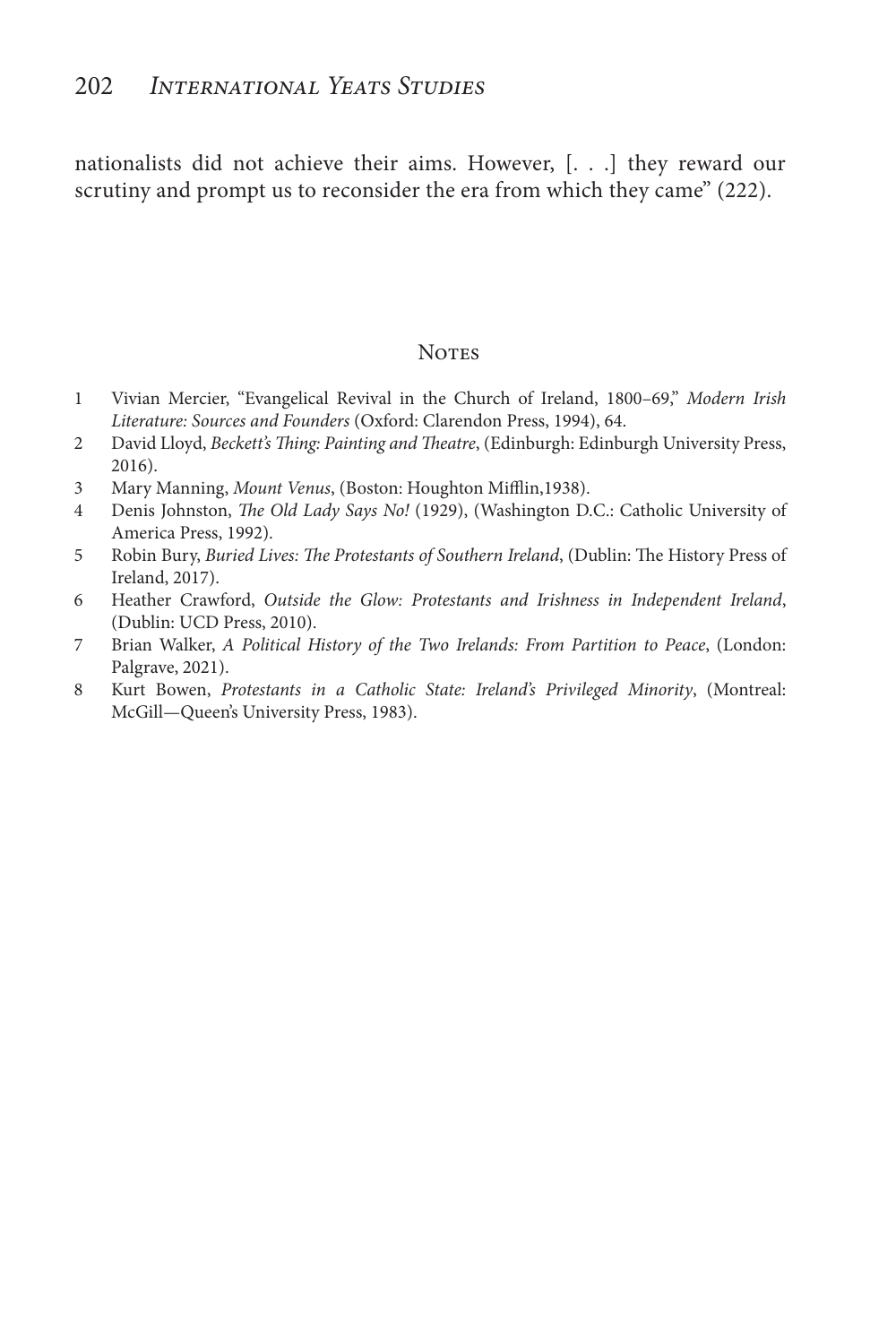nationalists did not achieve their aims. However, [. . .] they reward our scrutiny and prompt us to reconsider the era from which they came" (222).

## Notes

1 Vivian Mercier, "Evangelical Revival in the Church of Ireland, 1800–69," *Modern Irish Literature: Sources and Founders* (Oxford: Clarendon Press, 1994), 64.
2 David Lloyd, *Beckett's Thing: Painting and Theatre*, (Edinburgh: Edinburgh University Press, 2016).
3 Mary Manning, *Mount Venus*, (Boston: Houghton Mifflin,1938).
4 Denis Johnston, *The Old Lady Says No!* (1929), (Washington D.C.: Catholic University of America Press, 1992).
5 Robin Bury, *Buried Lives: The Protestants of Southern Ireland*, (Dublin: The History Press of Ireland, 2017).
6 Heather Crawford, *Outside the Glow: Protestants and Irishness in Independent Ireland*, (Dublin: UCD Press, 2010).
7 Brian Walker, *A Political History of the Two Irelands: From Partition to Peace*, (London: Palgrave, 2021).
8 Kurt Bowen, *Protestants in a Catholic State: Ireland's Privileged Minority*, (Montreal: McGill—Queen's University Press, 1983).